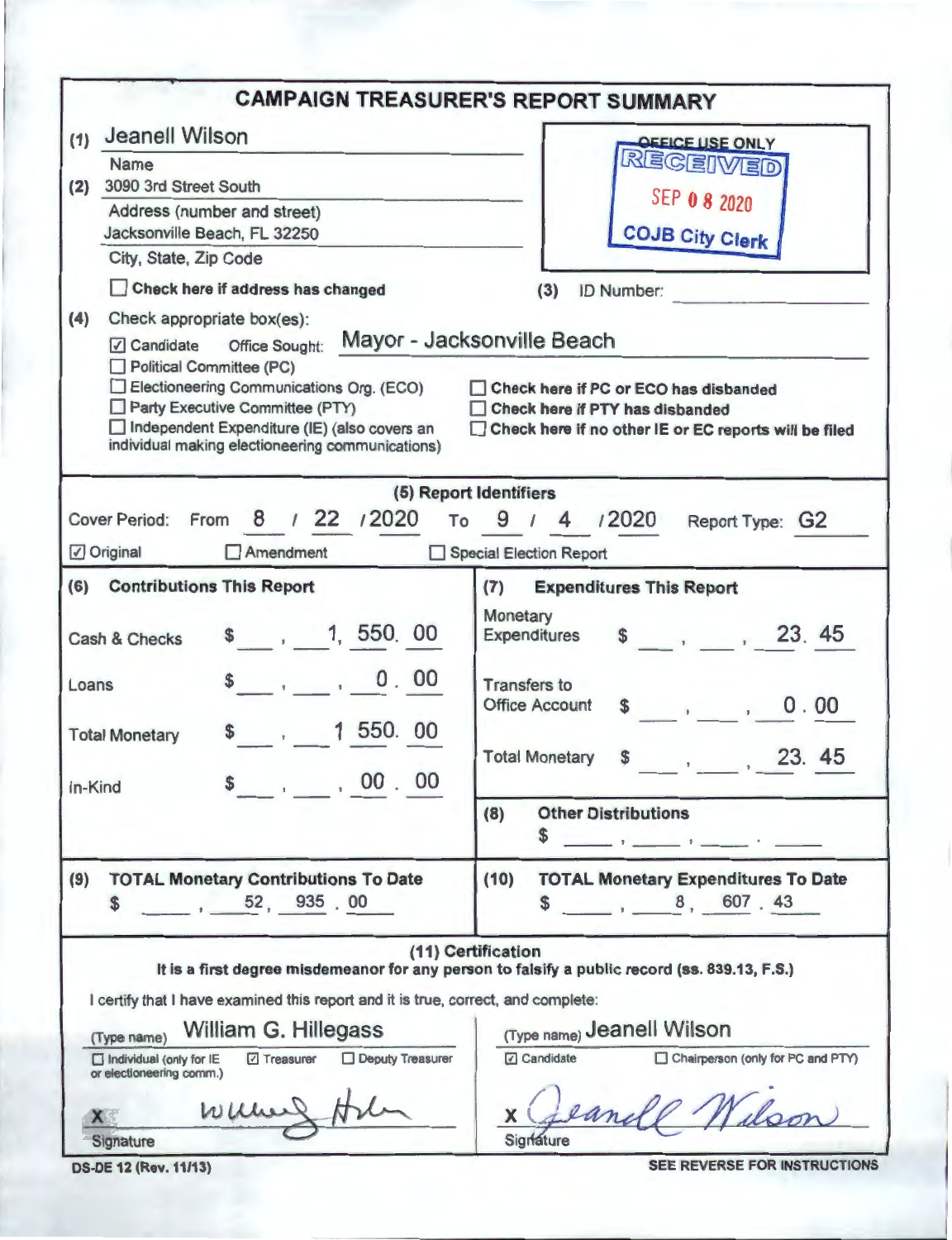# CAMPAIGN TREASURER'S REPORT SUMMARY

(1) Jeanell Wilson
Name

(2) 3090 3rd Street South
Address (number and street)
Jacksonville Beach, FL 32250
City, State, Zip Code

☐ **Check here if address has changed**

OFFICE USE ONLY
RECEIVED
SEP 08 2020
COJB City Clerk

(3) ID Number: ____________

(4) Check appropriate box(es):

☑ Candidate Office Sought: Mayor - Jacksonville Beach
☐ Political Committee (PC)
☐ Electioneering Communications Org. (ECO)
☐ Party Executive Committee (PTY)
☐ Independent Expenditure (IE) (also covers an individual making electioneering communications)

☐ **Check here if PC or ECO has disbanded**
☐ **Check here if PTY has disbanded**
☐ **Check here if no other IE or EC reports will be filed**

## (5) Report Identifiers

Cover Period: From 8 / 22 / 2020 To 9 / 4 / 2020 Report Type: G2

☑ Original ☐ Amendment ☐ Special Election Report

| **(6) Contributions This Report** | | **(7) Expenditures This Report** | |
|---|---|---|---|
| Cash & Checks | $ 1,550.00 | Monetary Expenditures | $ 23.45 |
| Loans | $ 0.00 | Transfers to Office Account | $ 0.00 |
| Total Monetary | $ 1 550.00 | Total Monetary | $ 23.45 |
| In-Kind | $ 00.00 | **(8) Other Distributions** | $ |

| **(9) TOTAL Monetary Contributions To Date** | **(10) TOTAL Monetary Expenditures To Date** |
|---|---|
| $ 52,935.00 | $ 8,607.43 |

## (11) Certification

**It is a first degree misdemeanor for any person to falsify a public record (ss. 839.13, F.S.)**

I certify that I have examined this report and it is true, correct, and complete:

(Type name) William G. Hillegass
☐ Individual (only for IE or electioneering comm.) ☑ Treasurer ☐ Deputy Treasurer

X [signature]
Signature

(Type name) Jeanell Wilson
☑ Candidate ☐ Chairperson (only for PC and PTY)

X [signature: Jeanell Wilson]
Signature

DS-DE 12 (Rev. 11/13)

**SEE REVERSE FOR INSTRUCTIONS**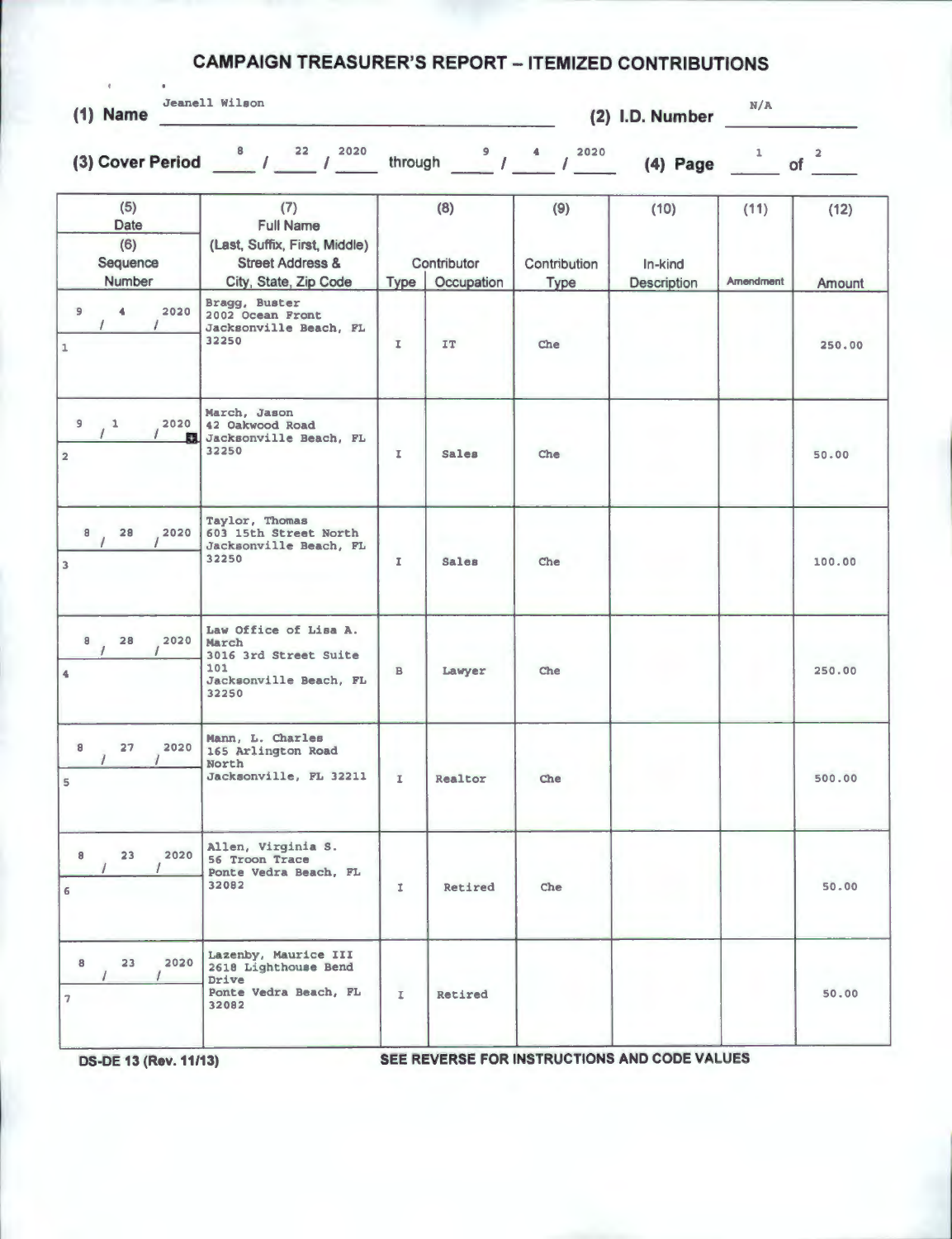# CAMPAIGN TREASURER'S REPORT – ITEMIZED CONTRIBUTIONS

**(1) Name** Jeanell Wilson **(2) I.D. Number** N/A

**(3) Cover Period** 8 / 22 / 2020 through 9 / 4 / 2020 **(4) Page** 1 of 2

| (5) Date / (6) Sequence Number | (7) Full Name (Last, Suffix, First, Middle) Street Address & City, State, Zip Code | (8) Contributor Type | (8) Contributor Occupation | (9) Contribution Type | (10) In-kind Description | (11) Amendment | (12) Amount |
|---|---|---|---|---|---|---|---|
| 9 / 4 / 2020<br>1 | Bragg, Buster<br>2002 Ocean Front<br>Jacksonville Beach, FL 32250 | I | IT | Che | | | 250.00 |
| 9 / 1 / 2020<br>2 | March, Jason<br>42 Oakwood Road<br>Jacksonville Beach, FL 32250 | I | Sales | Che | | | 50.00 |
| 8 / 28 / 2020<br>3 | Taylor, Thomas<br>603 15th Street North<br>Jacksonville Beach, FL 32250 | I | Sales | Che | | | 100.00 |
| 8 / 28 / 2020<br>4 | Law Office of Lisa A. March<br>3016 3rd Street Suite 101<br>Jacksonville Beach, FL 32250 | B | Lawyer | Che | | | 250.00 |
| 8 / 27 / 2020<br>5 | Mann, L. Charles<br>165 Arlington Road North<br>Jacksonville, FL 32211 | I | Realtor | Che | | | 500.00 |
| 8 / 23 / 2020<br>6 | Allen, Virginia S.<br>56 Troon Trace<br>Ponte Vedra Beach, FL 32082 | I | Retired | Che | | | 50.00 |
| 8 / 23 / 2020<br>7 | Lazenby, Maurice III<br>2618 Lighthouse Bend Drive<br>Ponte Vedra Beach, FL 32082 | I | Retired | | | | 50.00 |

DS-DE 13 (Rev. 11/13)

SEE REVERSE FOR INSTRUCTIONS AND CODE VALUES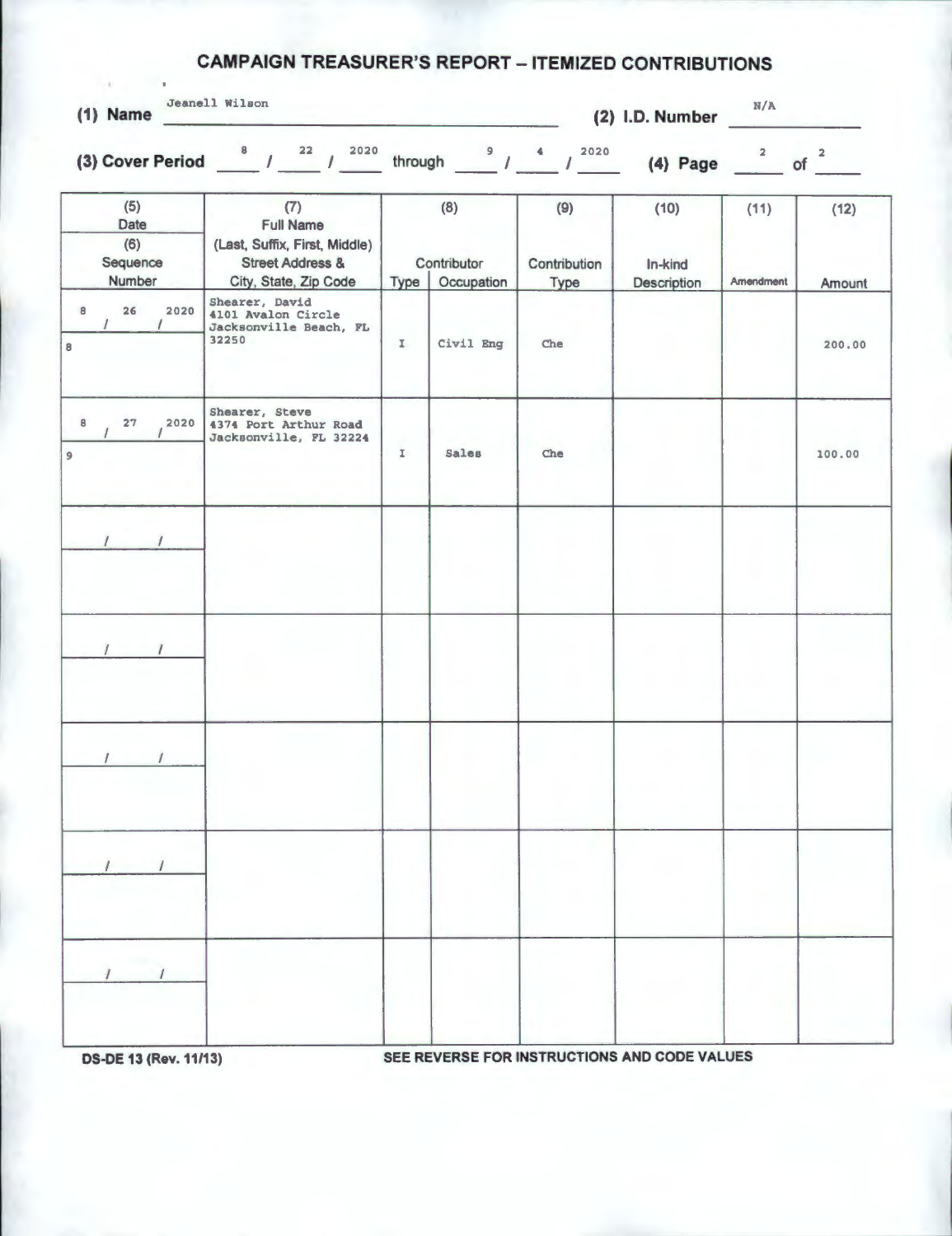# CAMPAIGN TREASURER'S REPORT – ITEMIZED CONTRIBUTIONS

**(1) Name** Jeanell Wilson **(2) I.D. Number** N/A

**(3) Cover Period** 8 / 22 / 2020 through 9 / 4 / 2020 **(4) Page** 2 of 2

| (5) Date / (6) Sequence Number | (7) Full Name (Last, Suffix, First, Middle) Street Address & City, State, Zip Code | (8) Contributor Type | (8) Contributor Occupation | (9) Contribution Type | (10) In-kind Description | (11) Amendment | (12) Amount |
|---|---|---|---|---|---|---|---|
| 8 / 26 / 2020<br>8 | Shearer, David<br>4101 Avalon Circle<br>Jacksonville Beach, FL 32250 | I | Civil Eng | Che | | | 200.00 |
| 8 / 27 / 2020<br>9 | Shearer, Steve<br>4374 Port Arthur Road<br>Jacksonville, FL 32224 | I | Sales | Che | | | 100.00 |
| / / | | | | | | | |
| / / | | | | | | | |
| / / | | | | | | | |
| / / | | | | | | | |
| / / | | | | | | | |

DS-DE 13 (Rev. 11/13) SEE REVERSE FOR INSTRUCTIONS AND CODE VALUES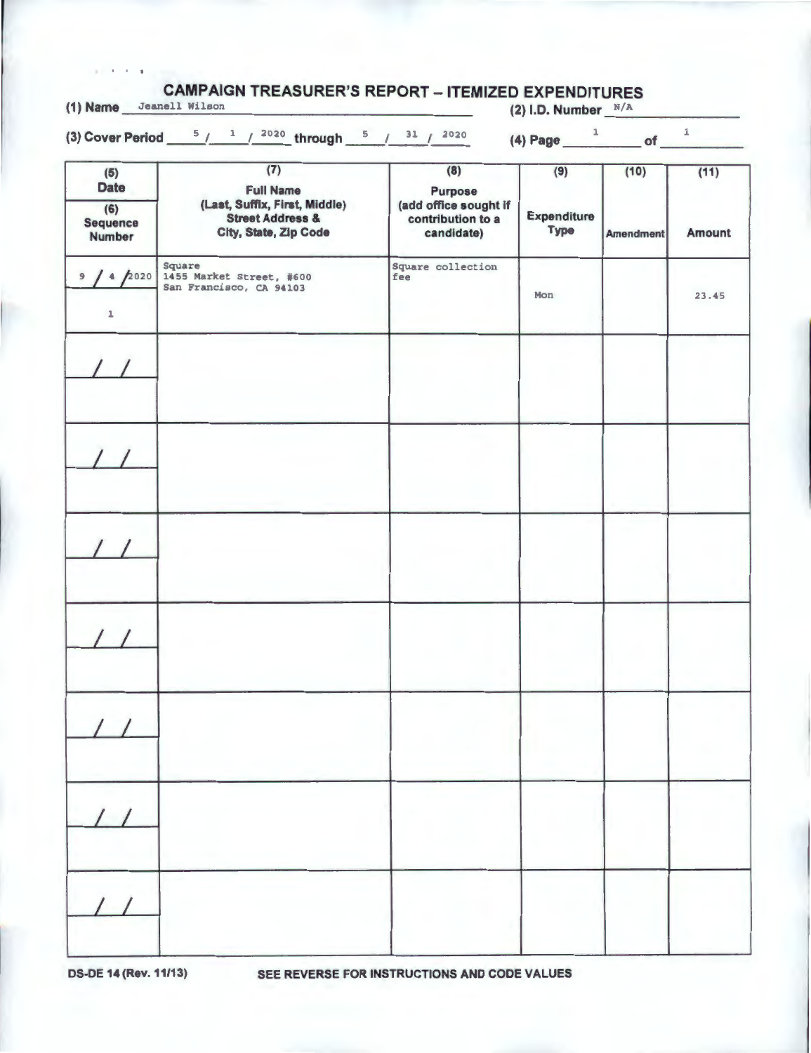# CAMPAIGN TREASURER'S REPORT – ITEMIZED EXPENDITURES

(1) Name Jeanell Wilson (2) I.D. Number N/A

(3) Cover Period 5 / 1 / 2020 through 5 / 31 / 2020 (4) Page 1 of 1

| (5) Date / (6) Sequence Number | (7) Full Name (Last, Suffix, First, Middle) Street Address & City, State, Zip Code | (8) Purpose (add office sought if contribution to a candidate) | (9) Expenditure Type | (10) Amendment | (11) Amount |
|---|---|---|---|---|---|
| 9 / 4 / 2020<br>1 | Square<br>1455 Market Street, #600<br>San Francisco, CA 94103 | Square collection fee | Mon | | 23.45 |
| / / | | | | | |
| / / | | | | | |
| / / | | | | | |
| / / | | | | | |
| / / | | | | | |
| / / | | | | | |
| / / | | | | | |

DS-DE 14 (Rev. 11/13) SEE REVERSE FOR INSTRUCTIONS AND CODE VALUES